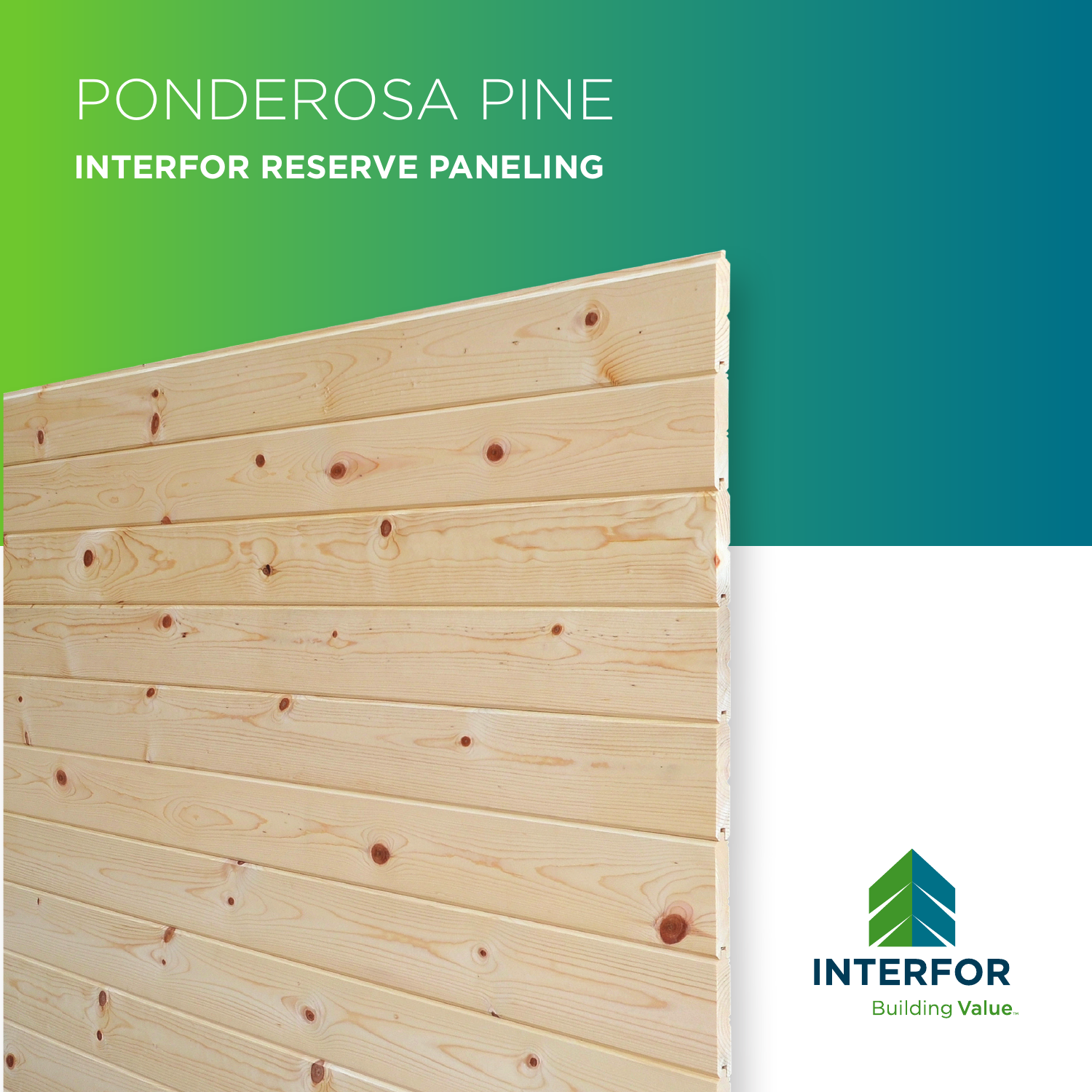# PONDEROSA PINE

## INTERFOR RESERVE PANELING

INTERFOR

Building **Value**™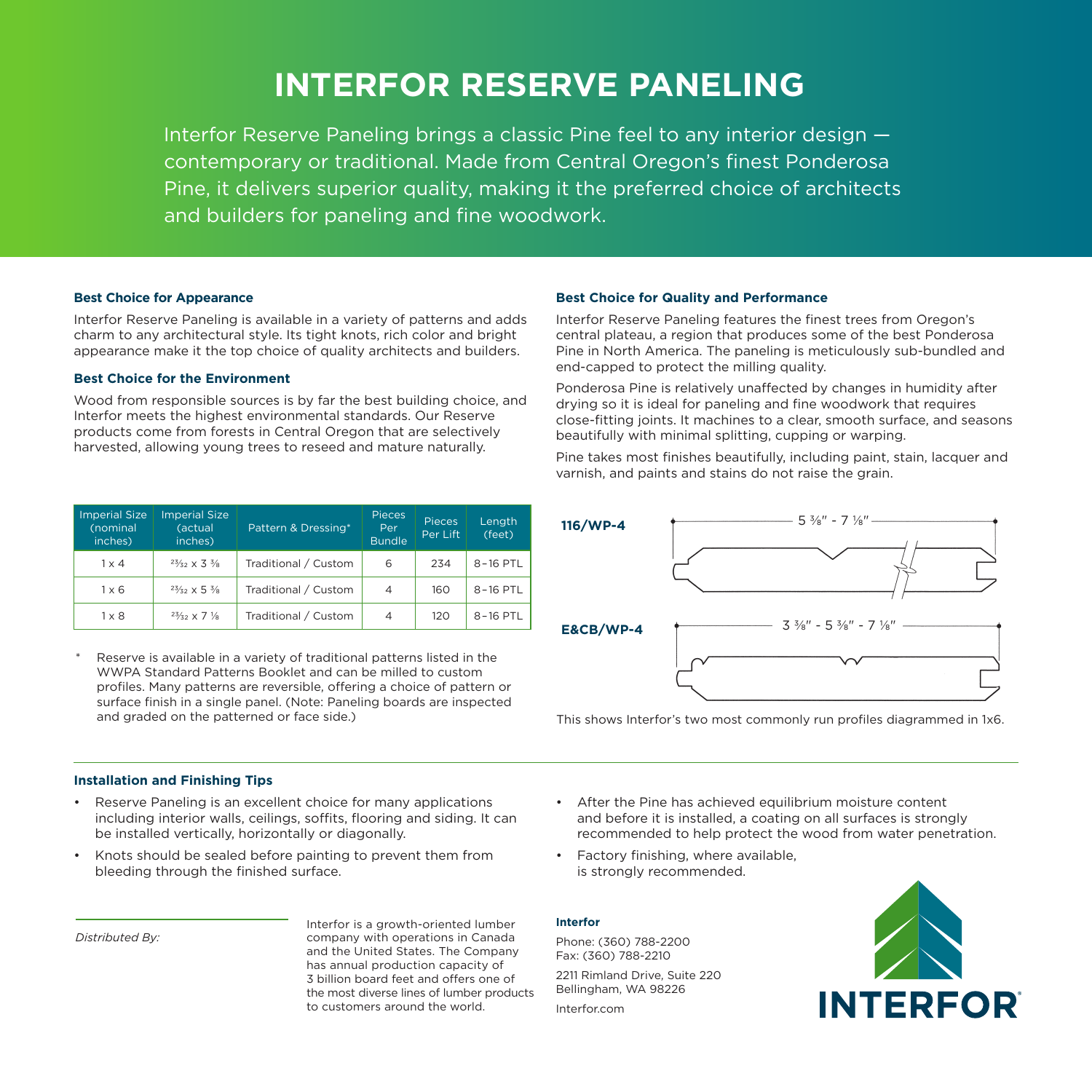# INTERFOR RESERVE PANELING

Interfor Reserve Paneling brings a classic Pine feel to any interior design — contemporary or traditional. Made from Central Oregon's finest Ponderosa Pine, it delivers superior quality, making it the preferred choice of architects and builders for paneling and fine woodwork.

### Best Choice for Appearance

Interfor Reserve Paneling is available in a variety of patterns and adds charm to any architectural style. Its tight knots, rich color and bright appearance make it the top choice of quality architects and builders.

### Best Choice for the Environment

Wood from responsible sources is by far the best building choice, and Interfor meets the highest environmental standards. Our Reserve products come from forests in Central Oregon that are selectively harvested, allowing young trees to reseed and mature naturally.

| Imperial Size (nominal inches) | Imperial Size (actual inches) | Pattern & Dressing* | Pieces Per Bundle | Pieces Per Lift | Length (feet) |
|---|---|---|---|---|---|
| 1 x 4 | 23⁄32 x 3 3⁄8 | Traditional / Custom | 6 | 234 | 8–16 PTL |
| 1 x 6 | 23⁄32 x 5 3⁄8 | Traditional / Custom | 4 | 160 | 8–16 PTL |
| 1 x 8 | 23⁄32 x 7 1⁄8 | Traditional / Custom | 4 | 120 | 8–16 PTL |

\* Reserve is available in a variety of traditional patterns listed in the WWPA Standard Patterns Booklet and can be milled to custom profiles. Many patterns are reversible, offering a choice of pattern or surface finish in a single panel. (Note: Paneling boards are inspected and graded on the patterned or face side.)

### Best Choice for Quality and Performance

Interfor Reserve Paneling features the finest trees from Oregon's central plateau, a region that produces some of the best Ponderosa Pine in North America. The paneling is meticulously sub-bundled and end-capped to protect the milling quality.

Ponderosa Pine is relatively unaffected by changes in humidity after drying so it is ideal for paneling and fine woodwork that requires close-fitting joints. It machines to a clear, smooth surface, and seasons beautifully with minimal splitting, cupping or warping.

Pine takes most finishes beautifully, including paint, stain, lacquer and varnish, and paints and stains do not raise the grain.

116/WP-4

5 3⁄8" - 7 1⁄8"

E&CB/WP-4

3 3⁄8" - 5 3⁄8" - 7 1⁄8"

This shows Interfor's two most commonly run profiles diagrammed in 1x6.

### Installation and Finishing Tips

- Reserve Paneling is an excellent choice for many applications including interior walls, ceilings, soffits, flooring and siding. It can be installed vertically, horizontally or diagonally.
- Knots should be sealed before painting to prevent them from bleeding through the finished surface.
- After the Pine has achieved equilibrium moisture content and before it is installed, a coating on all surfaces is strongly recommended to help protect the wood from water penetration.
- Factory finishing, where available, is strongly recommended.

*Distributed By:*

Interfor is a growth-oriented lumber company with operations in Canada and the United States. The Company has annual production capacity of 3 billion board feet and offers one of the most diverse lines of lumber products to customers around the world.

**Interfor**

Phone: (360) 788-2200
Fax: (360) 788-2210

2211 Rimland Drive, Suite 220
Bellingham, WA 98226

Interfor.com

INTERFOR®